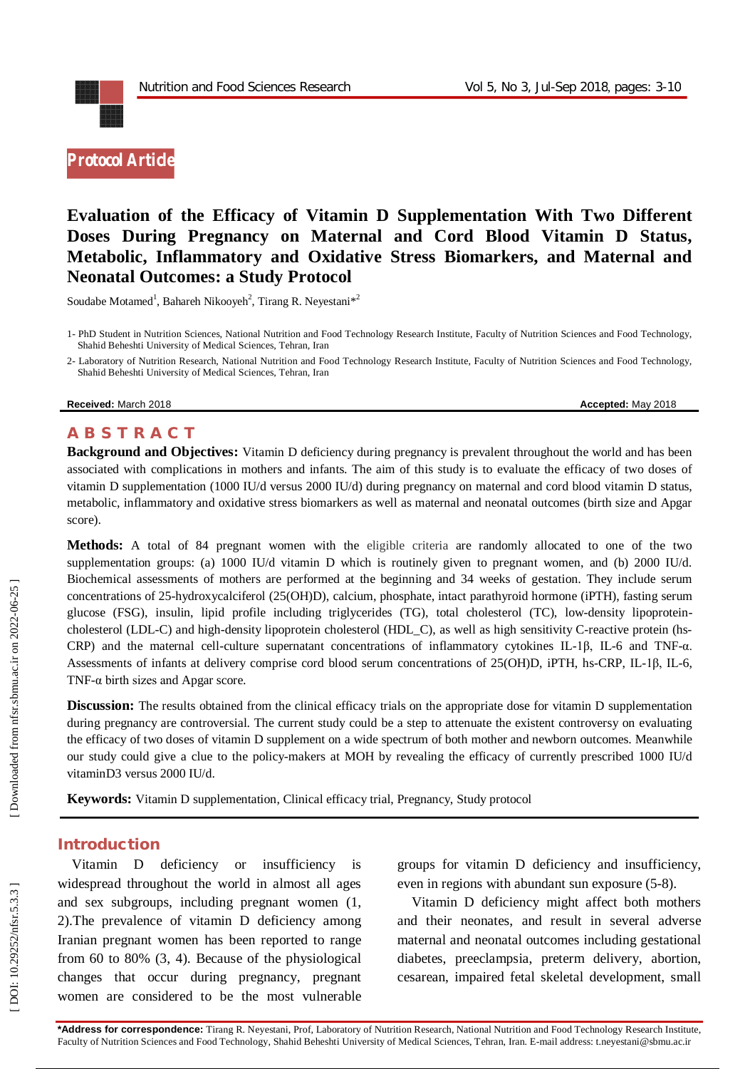Protocol Article

# Evaluation of the Efficacy of Vitamin D Supplementation With Two Different Doses During Pregnancy on Maternal and Cord Blood Vitamin D Status, Metabolic, Inflammatory and Oxidative Stress Biomarkers, and Maternal and Neonatal Outcomes: a Study Protocol

Soudabe Motamed[1], Bahareh Nikooyeh[2], Tirang R. Neyestani*[2]

1- PhD Student in Nutrition Sciences, National Nutrition and Food Technology Research Institute, Faculty of Nutrition Sciences and Food Technology, Shahid Beheshti University of Medical Sciences, Tehran, Iran

2- Laboratory of Nutrition Research, National Nutrition and Food Technology Research Institute, Faculty of Nutrition Sciences and Food Technology, Shahid Beheshti University of Medical Sciences, Tehran, Iran

**Received:** March 2018 **Accepted:** May 2018

## ABSTRACT

**Background and Objectives:** Vitamin D deficiency during pregnancy is prevalent throughout the world and has been associated with complications in mothers and infants. The aim of this study is to evaluate the efficacy of two doses of vitamin D supplementation (1000 IU/d versus 2000 IU/d) during pregnancy on maternal and cord blood vitamin D status, metabolic, inflammatory and oxidative stress biomarkers as well as maternal and neonatal outcomes (birth size and Apgar score).

**Methods:** A total of 84 pregnant women with the eligible criteria are randomly allocated to one of the two supplementation groups: (a) 1000 IU/d vitamin D which is routinely given to pregnant women, and (b) 2000 IU/d. Biochemical assessments of mothers are performed at the beginning and 34 weeks of gestation. They include serum concentrations of 25-hydroxycalciferol (25(OH)D), calcium, phosphate, intact parathyroid hormone (iPTH), fasting serum glucose (FSG), insulin, lipid profile including triglycerides (TG), total cholesterol (TC), low-density lipoprotein-cholesterol (LDL-C) and high-density lipoprotein cholesterol (HDL_C), as well as high sensitivity C-reactive protein (hs-CRP) and the maternal cell-culture supernatant concentrations of inflammatory cytokines IL-1β, IL-6 and TNF-α. Assessments of infants at delivery comprise cord blood serum concentrations of 25(OH)D, iPTH, hs-CRP, IL-1β, IL-6, TNF-α birth sizes and Apgar score.

**Discussion:** The results obtained from the clinical efficacy trials on the appropriate dose for vitamin D supplementation during pregnancy are controversial. The current study could be a step to attenuate the existent controversy on evaluating the efficacy of two doses of vitamin D supplement on a wide spectrum of both mother and newborn outcomes. Meanwhile our study could give a clue to the policy-makers at MOH by revealing the efficacy of currently prescribed 1000 IU/d vitaminD3 versus 2000 IU/d.

**Keywords:** Vitamin D supplementation, Clinical efficacy trial, Pregnancy, Study protocol

## Introduction

Vitamin D deficiency or insufficiency is widespread throughout the world in almost all ages and sex subgroups, including pregnant women (1, 2).The prevalence of vitamin D deficiency among Iranian pregnant women has been reported to range from 60 to 80% (3, 4). Because of the physiological changes that occur during pregnancy, pregnant women are considered to be the most vulnerable groups for vitamin D deficiency and insufficiency, even in regions with abundant sun exposure (5-8).

Vitamin D deficiency might affect both mothers and their neonates, and result in several adverse maternal and neonatal outcomes including gestational diabetes, preeclampsia, preterm delivery, abortion, cesarean, impaired fetal skeletal development, small

**\*Address for correspondence:** Tirang R. Neyestani, Prof, Laboratory of Nutrition Research, National Nutrition and Food Technology Research Institute, Faculty of Nutrition Sciences and Food Technology, Shahid Beheshti University of Medical Sciences, Tehran, Iran. E-mail address: t.neyestani@sbmu.ac.ir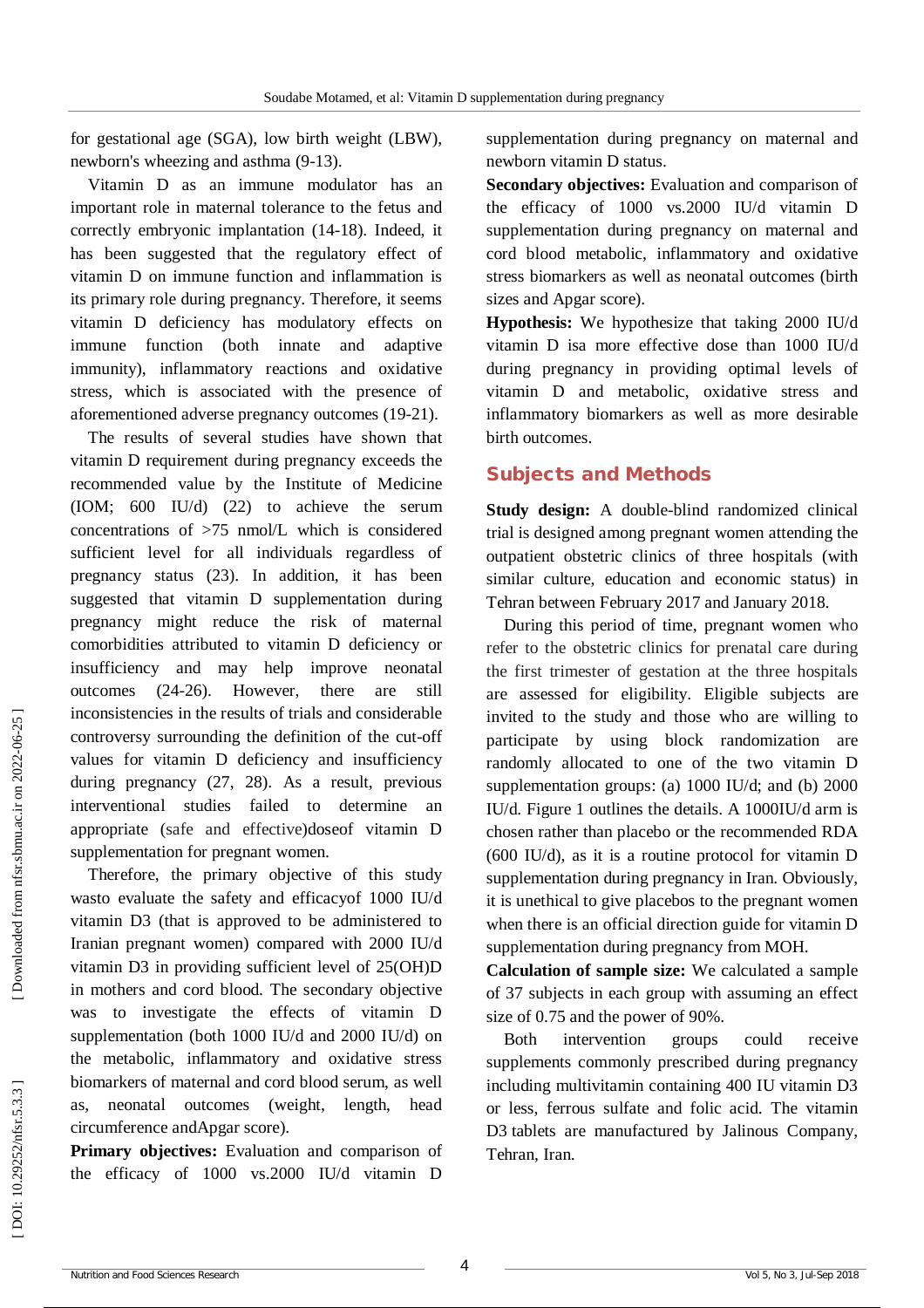for gestational age (SGA), low birth weight (LBW), newborn's wheezing and asthma (9-13).

Vitamin D as an immune modulator has an important role in maternal tolerance to the fetus and correctly embryonic implantation (14-18). Indeed, it has been suggested that the regulatory effect of vitamin D on immune function and inflammation is its primary role during pregnancy. Therefore, it seems vitamin D deficiency has modulatory effects on immune function (both innate and adaptive immunity), inflammatory reactions and oxidative stress, which is associated with the presence of aforementioned adverse pregnancy outcomes (19-21).

The results of several studies have shown that vitamin D requirement during pregnancy exceeds the recommended value by the Institute of Medicine (IOM; 600 IU/d) (22) to achieve the serum concentrations of >75 nmol/L which is considered sufficient level for all individuals regardless of pregnancy status (23). In addition, it has been suggested that vitamin D supplementation during pregnancy might reduce the risk of maternal comorbidities attributed to vitamin D deficiency or insufficiency and may help improve neonatal outcomes (24-26). However, there are still inconsistencies in the results of trials and considerable controversy surrounding the definition of the cut-off values for vitamin D deficiency and insufficiency during pregnancy (27, 28). As a result, previous interventional studies failed to determine an appropriate (safe and effective)doseof vitamin D supplementation for pregnant women.

Therefore, the primary objective of this study wasto evaluate the safety and efficacyof 1000 IU/d vitamin D3 (that is approved to be administered to Iranian pregnant women) compared with 2000 IU/d vitamin D3 in providing sufficient level of 25(OH)D in mothers and cord blood. The secondary objective was to investigate the effects of vitamin D supplementation (both 1000 IU/d and 2000 IU/d) on the metabolic, inflammatory and oxidative stress biomarkers of maternal and cord blood serum, as well as, neonatal outcomes (weight, length, head circumference andApgar score).

**Primary objectives:** Evaluation and comparison of the efficacy of 1000 vs.2000 IU/d vitamin D supplementation during pregnancy on maternal and newborn vitamin D status.

**Secondary objectives:** Evaluation and comparison of the efficacy of 1000 vs.2000 IU/d vitamin D supplementation during pregnancy on maternal and cord blood metabolic, inflammatory and oxidative stress biomarkers as well as neonatal outcomes (birth sizes and Apgar score).

**Hypothesis:** We hypothesize that taking 2000 IU/d vitamin D isa more effective dose than 1000 IU/d during pregnancy in providing optimal levels of vitamin D and metabolic, oxidative stress and inflammatory biomarkers as well as more desirable birth outcomes.

## Subjects and Methods

**Study design:** A double-blind randomized clinical trial is designed among pregnant women attending the outpatient obstetric clinics of three hospitals (with similar culture, education and economic status) in Tehran between February 2017 and January 2018.

During this period of time, pregnant women who refer to the obstetric clinics for prenatal care during the first trimester of gestation at the three hospitals are assessed for eligibility. Eligible subjects are invited to the study and those who are willing to participate by using block randomization are randomly allocated to one of the two vitamin D supplementation groups: (a) 1000 IU/d; and (b) 2000 IU/d. Figure 1 outlines the details. A 1000IU/d arm is chosen rather than placebo or the recommended RDA (600 IU/d), as it is a routine protocol for vitamin D supplementation during pregnancy in Iran. Obviously, it is unethical to give placebos to the pregnant women when there is an official direction guide for vitamin D supplementation during pregnancy from MOH.

**Calculation of sample size:** We calculated a sample of 37 subjects in each group with assuming an effect size of 0.75 and the power of 90%.

Both intervention groups could receive supplements commonly prescribed during pregnancy including multivitamin containing 400 IU vitamin D3 or less, ferrous sulfate and folic acid. The vitamin D3 tablets are manufactured by Jalinous Company, Tehran, Iran.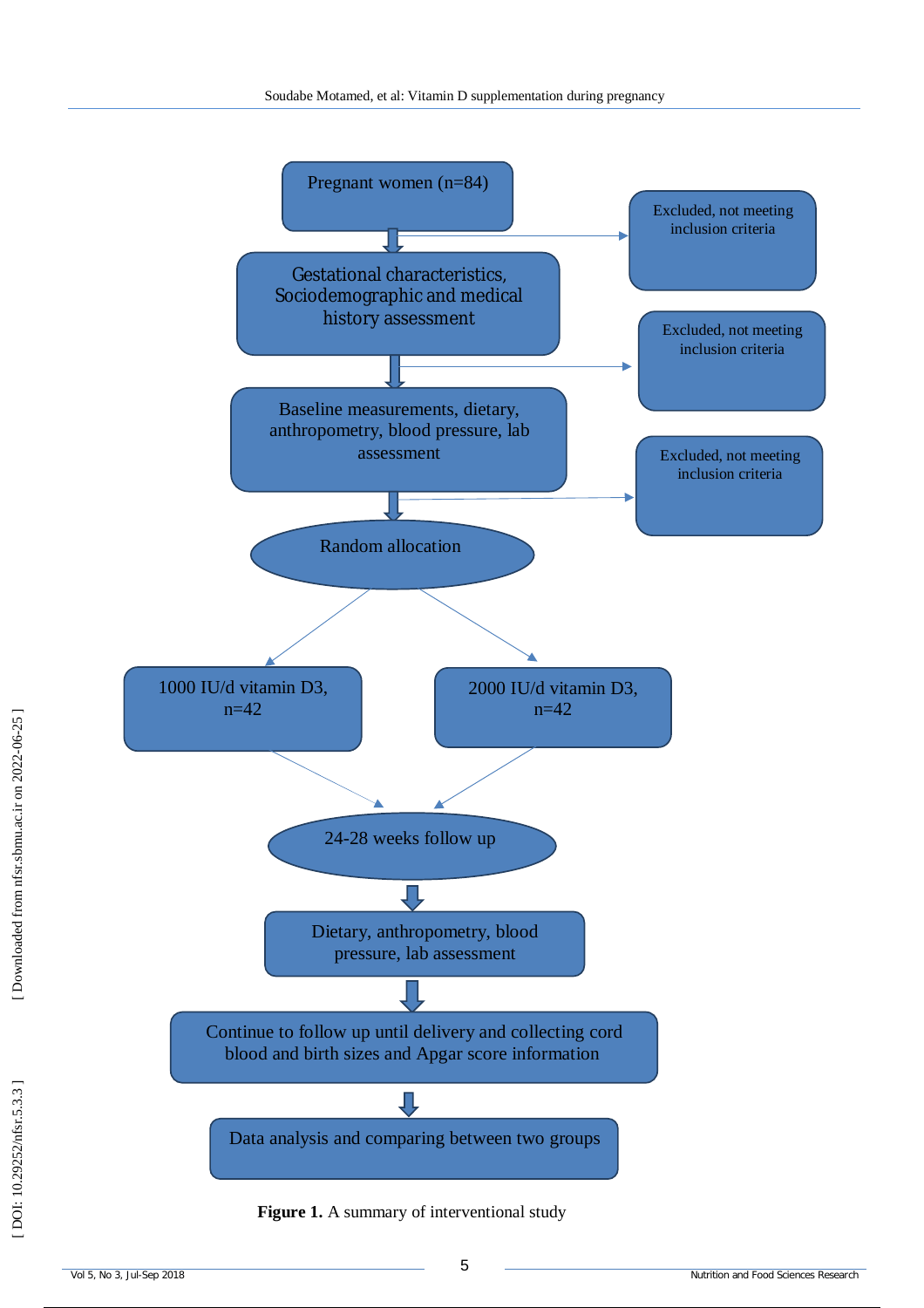Pregnant women (n=84)

Excluded, not meeting inclusion criteria

Gestational characteristics, Sociodemographic and medical history assessment

Excluded, not meeting inclusion criteria

Baseline measurements, dietary, anthropometry, blood pressure, lab assessment

Excluded, not meeting inclusion criteria

Random allocation

1000 IU/d vitamin D3, n=42

2000 IU/d vitamin D3, n=42

24-28 weeks follow up

Dietary, anthropometry, blood pressure, lab assessment

Continue to follow up until delivery and collecting cord blood and birth sizes and Apgar score information

Data analysis and comparing between two groups

**Figure 1.** A summary of interventional study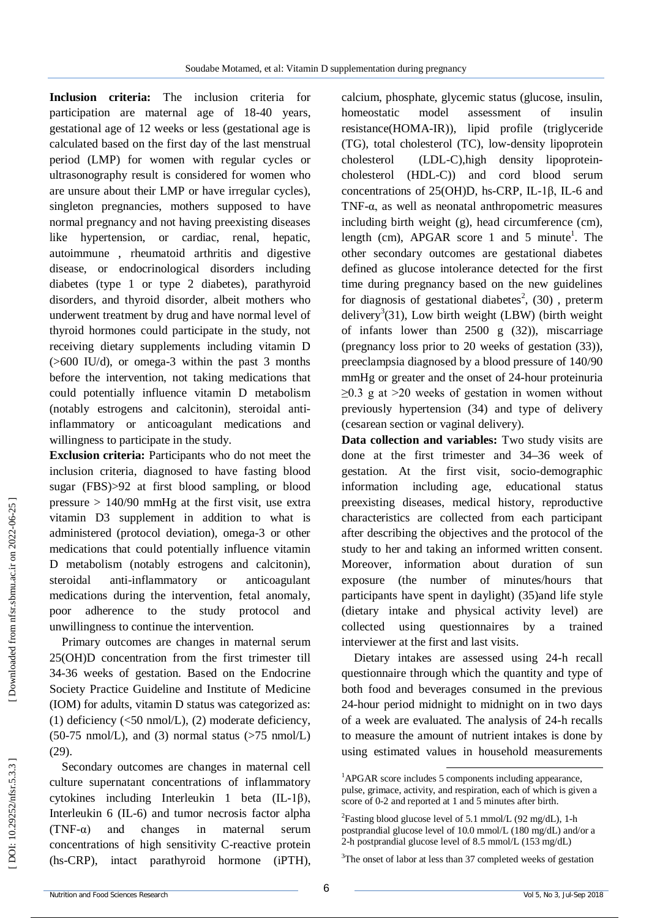**Inclusion criteria:** The inclusion criteria for participation are maternal age of 18-40 years, gestational age of 12 weeks or less (gestational age is calculated based on the first day of the last menstrual period (LMP) for women with regular cycles or ultrasonography result is considered for women who are unsure about their LMP or have irregular cycles), singleton pregnancies, mothers supposed to have normal pregnancy and not having preexisting diseases like hypertension, or cardiac, renal, hepatic, autoimmune , rheumatoid arthritis and digestive disease, or endocrinological disorders including diabetes (type 1 or type 2 diabetes), parathyroid disorders, and thyroid disorder, albeit mothers who underwent treatment by drug and have normal level of thyroid hormones could participate in the study, not receiving dietary supplements including vitamin D (>600 IU/d), or omega-3 within the past 3 months before the intervention, not taking medications that could potentially influence vitamin D metabolism (notably estrogens and calcitonin), steroidal anti-inflammatory or anticoagulant medications and willingness to participate in the study.

**Exclusion criteria:** Participants who do not meet the inclusion criteria, diagnosed to have fasting blood sugar (FBS)>92 at first blood sampling, or blood pressure > 140/90 mmHg at the first visit, use extra vitamin D3 supplement in addition to what is administered (protocol deviation), omega-3 or other medications that could potentially influence vitamin D metabolism (notably estrogens and calcitonin), steroidal anti-inflammatory or anticoagulant medications during the intervention, fetal anomaly, poor adherence to the study protocol and unwillingness to continue the intervention.

Primary outcomes are changes in maternal serum 25(OH)D concentration from the first trimester till 34-36 weeks of gestation. Based on the Endocrine Society Practice Guideline and Institute of Medicine (IOM) for adults, vitamin D status was categorized as: (1) deficiency (<50 nmol/L), (2) moderate deficiency, (50-75 nmol/L), and (3) normal status (>75 nmol/L) (29).

Secondary outcomes are changes in maternal cell culture supernatant concentrations of inflammatory cytokines including Interleukin 1 beta (IL-1β), Interleukin 6 (IL-6) and tumor necrosis factor alpha (TNF-α) and changes in maternal serum concentrations of high sensitivity C-reactive protein (hs-CRP), intact parathyroid hormone (iPTH), calcium, phosphate, glycemic status (glucose, insulin, homeostatic model assessment of insulin resistance(HOMA-IR)), lipid profile (triglyceride (TG), total cholesterol (TC), low-density lipoprotein cholesterol (LDL-C),high density lipoprotein-cholesterol (HDL-C)) and cord blood serum concentrations of 25(OH)D, hs-CRP, IL-1β, IL-6 and TNF-α, as well as neonatal anthropometric measures including birth weight (g), head circumference (cm), length (cm), APGAR score 1 and 5 minute[1]. The other secondary outcomes are gestational diabetes defined as glucose intolerance detected for the first time during pregnancy based on the new guidelines for diagnosis of gestational diabetes[2], (30) , preterm delivery[3](31), Low birth weight (LBW) (birth weight of infants lower than 2500 g (32)), miscarriage (pregnancy loss prior to 20 weeks of gestation (33)), preeclampsia diagnosed by a blood pressure of 140/90 mmHg or greater and the onset of 24-hour proteinuria ≥0.3 g at >20 weeks of gestation in women without previously hypertension (34) and type of delivery (cesarean section or vaginal delivery).

**Data collection and variables:** Two study visits are done at the first trimester and 34–36 week of gestation. At the first visit, socio-demographic information including age, educational status preexisting diseases, medical history, reproductive characteristics are collected from each participant after describing the objectives and the protocol of the study to her and taking an informed written consent. Moreover, information about duration of sun exposure (the number of minutes/hours that participants have spent in daylight) (35)and life style (dietary intake and physical activity level) are collected using questionnaires by a trained interviewer at the first and last visits.

Dietary intakes are assessed using 24-h recall questionnaire through which the quantity and type of both food and beverages consumed in the previous 24-hour period midnight to midnight on in two days of a week are evaluated. The analysis of 24-h recalls to measure the amount of nutrient intakes is done by using estimated values in household measurements

---

[1] APGAR score includes 5 components including appearance, pulse, grimace, activity, and respiration, each of which is given a score of 0-2 and reported at 1 and 5 minutes after birth.

[2] Fasting blood glucose level of 5.1 mmol/L (92 mg/dL), 1-h postprandial glucose level of 10.0 mmol/L (180 mg/dL) and/or a 2-h postprandial glucose level of 8.5 mmol/L (153 mg/dL)

[3] The onset of labor at less than 37 completed weeks of gestation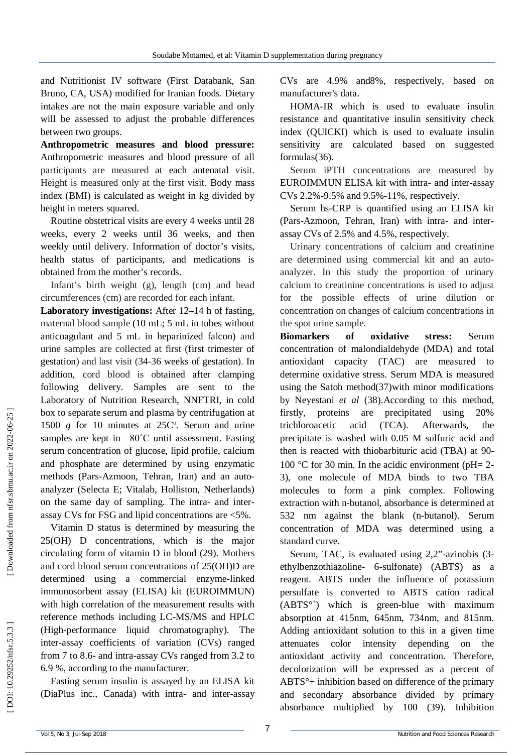and Nutritionist IV software (First Databank, San Bruno, CA, USA) modified for Iranian foods. Dietary intakes are not the main exposure variable and only will be assessed to adjust the probable differences between two groups.

**Anthropometric measures and blood pressure:** Anthropometric measures and blood pressure of all participants are measured at each antenatal visit. Height is measured only at the first visit. Body mass index (BMI) is calculated as weight in kg divided by height in meters squared.

Routine obstetrical visits are every 4 weeks until 28 weeks, every 2 weeks until 36 weeks, and then weekly until delivery. Information of doctor's visits, health status of participants, and medications is obtained from the mother's records.

Infant's birth weight (g), length (cm) and head circumferences (cm) are recorded for each infant.

**Laboratory investigations:** After 12–14 h of fasting, maternal blood sample (10 mL; 5 mL in tubes without anticoagulant and 5 mL in heparinized falcon) and urine samples are collected at first (first trimester of gestation) and last visit (34-36 weeks of gestation). In addition, cord blood is obtained after clamping following delivery. Samples are sent to the Laboratory of Nutrition Research, NNFTRI, in cold box to separate serum and plasma by centrifugation at 1500 *g* for 10 minutes at 25Cº. Serum and urine samples are kept in −80˚C until assessment. Fasting serum concentration of glucose, lipid profile, calcium and phosphate are determined by using enzymatic methods (Pars-Azmoon, Tehran, Iran) and an auto-analyzer (Selecta E; Vitalab, Holliston, Netherlands) on the same day of sampling. The intra- and inter-assay CVs for FSG and lipid concentrations are <5%.

Vitamin D status is determined by measuring the 25(OH) D concentrations, which is the major circulating form of vitamin D in blood (29). Mothers and cord blood serum concentrations of 25(OH)D are determined using a commercial enzyme-linked immunosorbent assay (ELISA) kit (EUROIMMUN) with high correlation of the measurement results with reference methods including LC-MS/MS and HPLC (High-performance liquid chromatography). The inter-assay coefficients of variation (CVs) ranged from 7 to 8.6- and intra-assay CVs ranged from 3.2 to 6.9 %, according to the manufacturer.

Fasting serum insulin is assayed by an ELISA kit (DiaPlus inc., Canada) with intra- and inter-assay CVs are 4.9% and8%, respectively, based on manufacturer's data.

HOMA-IR which is used to evaluate insulin resistance and quantitative insulin sensitivity check index (QUICKI) which is used to evaluate insulin sensitivity are calculated based on suggested formulas(36).

Serum iPTH concentrations are measured by EUROIMMUN ELISA kit with intra- and inter-assay CVs 2.2%-9.5% and 9.5%-11%, respectively.

Serum hs-CRP is quantified using an ELISA kit (Pars-Azmoon, Tehran, Iran) with intra- and inter-assay CVs of 2.5% and 4.5%, respectively.

Urinary concentrations of calcium and creatinine are determined using commercial kit and an auto-analyzer. In this study the proportion of urinary calcium to creatinine concentrations is used to adjust for the possible effects of urine dilution or concentration on changes of calcium concentrations in the spot urine sample.

**Biomarkers of oxidative stress:** Serum concentration of malondialdehyde (MDA) and total antioxidant capacity (TAC) are measured to determine oxidative stress. Serum MDA is measured using the Satoh method(37)with minor modifications by Neyestani *et al* (38).According to this method, firstly, proteins are precipitated using 20% trichloroacetic acid (TCA). Afterwards, the precipitate is washed with 0.05 M sulfuric acid and then is reacted with thiobarbituric acid (TBA) at 90-100 °C for 30 min. In the acidic environment (pH= 2-3), one molecule of MDA binds to two TBA molecules to form a pink complex. Following extraction with n-butanol, absorbance is determined at 532 nm against the blank (n-butanol). Serum concentration of MDA was determined using a standard curve.

Serum, TAC, is evaluated using 2,2"-azinobis (3-ethylbenzothiazoline- 6-sulfonate) (ABTS) as a reagent. ABTS under the influence of potassium persulfate is converted to ABTS cation radical ($ABTS^{°+}$) which is green-blue with maximum absorption at 415nm, 645nm, 734nm, and 815nm. Adding antioxidant solution to this in a given time attenuates color intensity depending on the antioxidant activity and concentration. Therefore, decolorization will be expressed as a percent of ABTS°+ inhibition based on difference of the primary and secondary absorbance divided by primary absorbance multiplied by 100 (39). Inhibition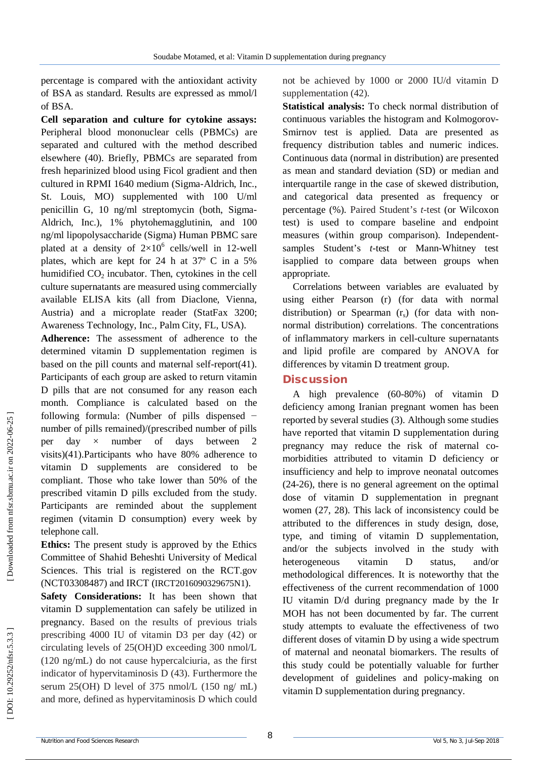percentage is compared with the antioxidant activity of BSA as standard. Results are expressed as mmol/l of BSA.

**Cell separation and culture for cytokine assays:** Peripheral blood mononuclear cells (PBMCs) are separated and cultured with the method described elsewhere (40). Briefly, PBMCs are separated from fresh heparinized blood using Ficol gradient and then cultured in RPMI 1640 medium (Sigma-Aldrich, Inc., St. Louis, MO) supplemented with 100 U/ml penicillin G, 10 ng/ml streptomycin (both, Sigma-Aldrich, Inc.), 1% phytohemagglutinin, and 100 ng/ml lipopolysaccharide (Sigma) Human PBMC sare plated at a density of $2\times10^6$ cells/well in 12-well plates, which are kept for 24 h at 37º C in a 5% humidified $CO_2$ incubator. Then, cytokines in the cell culture supernatants are measured using commercially available ELISA kits (all from Diaclone, Vienna, Austria) and a microplate reader (StatFax 3200; Awareness Technology, Inc., Palm City, FL, USA).

**Adherence:** The assessment of adherence to the determined vitamin D supplementation regimen is based on the pill counts and maternal self-report(41). Participants of each group are asked to return vitamin D pills that are not consumed for any reason each month. Compliance is calculated based on the following formula: (Number of pills dispensed − number of pills remained)/(prescribed number of pills per day × number of days between 2 visits)(41).Participants who have 80% adherence to vitamin D supplements are considered to be compliant. Those who take lower than 50% of the prescribed vitamin D pills excluded from the study. Participants are reminded about the supplement regimen (vitamin D consumption) every week by telephone call.

**Ethics:** The present study is approved by the Ethics Committee of Shahid Beheshti University of Medical Sciences. This trial is registered on the RCT.gov (NCT03308487) and IRCT (IRCT2016090329675N1).

**Safety Considerations:** It has been shown that vitamin D supplementation can safely be utilized in pregnancy. Based on the results of previous trials prescribing 4000 IU of vitamin D3 per day (42) or circulating levels of 25(OH)D exceeding 300 nmol/L (120 ng/mL) do not cause hypercalciuria, as the first indicator of hypervitaminosis D (43). Furthermore the serum 25(OH) D level of 375 nmol/L (150 ng/ mL) and more, defined as hypervitaminosis D which could not be achieved by 1000 or 2000 IU/d vitamin D supplementation (42).

**Statistical analysis:** To check normal distribution of continuous variables the histogram and Kolmogorov-Smirnov test is applied. Data are presented as frequency distribution tables and numeric indices. Continuous data (normal in distribution) are presented as mean and standard deviation (SD) or median and interquartile range in the case of skewed distribution, and categorical data presented as frequency or percentage (%). Paired Student's *t*-test (or Wilcoxon test) is used to compare baseline and endpoint measures (within group comparison). Independent-samples Student's *t*-test or Mann-Whitney test isapplied to compare data between groups when appropriate.

Correlations between variables are evaluated by using either Pearson (r) (for data with normal distribution) or Spearman ($r_s$) (for data with non-normal distribution) correlations. The concentrations of inflammatory markers in cell-culture supernatants and lipid profile are compared by ANOVA for differences by vitamin D treatment group.

## Discussion

A high prevalence (60-80%) of vitamin D deficiency among Iranian pregnant women has been reported by several studies (3). Although some studies have reported that vitamin D supplementation during pregnancy may reduce the risk of maternal co-morbidities attributed to vitamin D deficiency or insufficiency and help to improve neonatal outcomes (24-26), there is no general agreement on the optimal dose of vitamin D supplementation in pregnant women (27, 28). This lack of inconsistency could be attributed to the differences in study design, dose, type, and timing of vitamin D supplementation, and/or the subjects involved in the study with heterogeneous vitamin D status, and/or methodological differences. It is noteworthy that the effectiveness of the current recommendation of 1000 IU vitamin D/d during pregnancy made by the Ir MOH has not been documented by far. The current study attempts to evaluate the effectiveness of two different doses of vitamin D by using a wide spectrum of maternal and neonatal biomarkers. The results of this study could be potentially valuable for further development of guidelines and policy-making on vitamin D supplementation during pregnancy.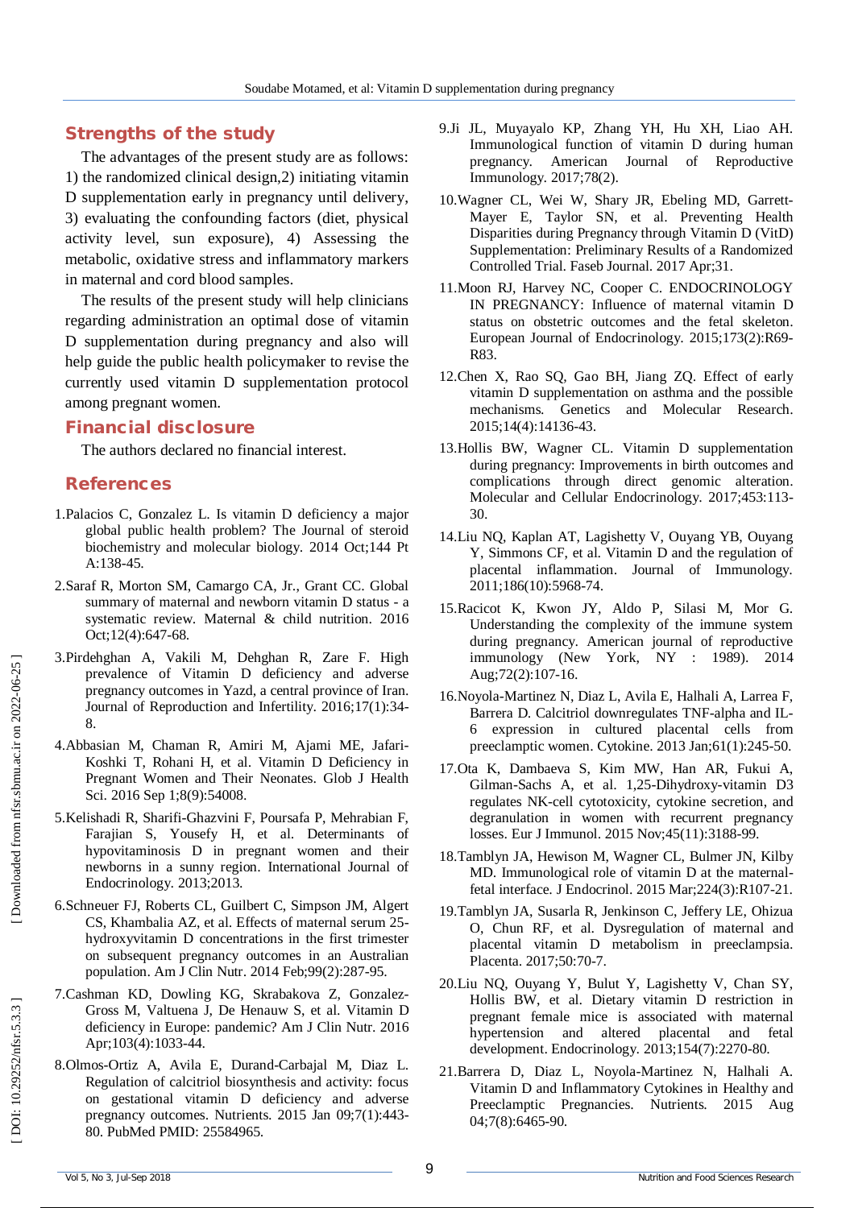## Strengths of the study

The advantages of the present study are as follows: 1) the randomized clinical design,2) initiating vitamin D supplementation early in pregnancy until delivery, 3) evaluating the confounding factors (diet, physical activity level, sun exposure), 4) Assessing the metabolic, oxidative stress and inflammatory markers in maternal and cord blood samples.

The results of the present study will help clinicians regarding administration an optimal dose of vitamin D supplementation during pregnancy and also will help guide the public health policymaker to revise the currently used vitamin D supplementation protocol among pregnant women.

## Financial disclosure

The authors declared no financial interest.

## References

1. Palacios C, Gonzalez L. Is vitamin D deficiency a major global public health problem? The Journal of steroid biochemistry and molecular biology. 2014 Oct;144 Pt A:138-45.
2. Saraf R, Morton SM, Camargo CA, Jr., Grant CC. Global summary of maternal and newborn vitamin D status - a systematic review. Maternal & child nutrition. 2016 Oct;12(4):647-68.
3. Pirdehghan A, Vakili M, Dehghan R, Zare F. High prevalence of Vitamin D deficiency and adverse pregnancy outcomes in Yazd, a central province of Iran. Journal of Reproduction and Infertility. 2016;17(1):34-8.
4. Abbasian M, Chaman R, Amiri M, Ajami ME, Jafari-Koshki T, Rohani H, et al. Vitamin D Deficiency in Pregnant Women and Their Neonates. Glob J Health Sci. 2016 Sep 1;8(9):54008.
5. Kelishadi R, Sharifi-Ghazvini F, Poursafa P, Mehrabian F, Farajian S, Yousefy H, et al. Determinants of hypovitaminosis D in pregnant women and their newborns in a sunny region. International Journal of Endocrinology. 2013;2013.
6. Schneuer FJ, Roberts CL, Guilbert C, Simpson JM, Algert CS, Khambalia AZ, et al. Effects of maternal serum 25-hydroxyvitamin D concentrations in the first trimester on subsequent pregnancy outcomes in an Australian population. Am J Clin Nutr. 2014 Feb;99(2):287-95.
7. Cashman KD, Dowling KG, Skrabakova Z, Gonzalez-Gross M, Valtuena J, De Henauw S, et al. Vitamin D deficiency in Europe: pandemic? Am J Clin Nutr. 2016 Apr;103(4):1033-44.
8. Olmos-Ortiz A, Avila E, Durand-Carbajal M, Diaz L. Regulation of calcitriol biosynthesis and activity: focus on gestational vitamin D deficiency and adverse pregnancy outcomes. Nutrients. 2015 Jan 09;7(1):443-80. PubMed PMID: 25584965.
9. Ji JL, Muyayalo KP, Zhang YH, Hu XH, Liao AH. Immunological function of vitamin D during human pregnancy. American Journal of Reproductive Immunology. 2017;78(2).
10. Wagner CL, Wei W, Shary JR, Ebeling MD, Garrett-Mayer E, Taylor SN, et al. Preventing Health Disparities during Pregnancy through Vitamin D (VitD) Supplementation: Preliminary Results of a Randomized Controlled Trial. Faseb Journal. 2017 Apr;31.
11. Moon RJ, Harvey NC, Cooper C. ENDOCRINOLOGY IN PREGNANCY: Influence of maternal vitamin D status on obstetric outcomes and the fetal skeleton. European Journal of Endocrinology. 2015;173(2):R69-R83.
12. Chen X, Rao SQ, Gao BH, Jiang ZQ. Effect of early vitamin D supplementation on asthma and the possible mechanisms. Genetics and Molecular Research. 2015;14(4):14136-43.
13. Hollis BW, Wagner CL. Vitamin D supplementation during pregnancy: Improvements in birth outcomes and complications through direct genomic alteration. Molecular and Cellular Endocrinology. 2017;453:113-30.
14. Liu NQ, Kaplan AT, Lagishetty V, Ouyang YB, Ouyang Y, Simmons CF, et al. Vitamin D and the regulation of placental inflammation. Journal of Immunology. 2011;186(10):5968-74.
15. Racicot K, Kwon JY, Aldo P, Silasi M, Mor G. Understanding the complexity of the immune system during pregnancy. American journal of reproductive immunology (New York, NY : 1989). 2014 Aug;72(2):107-16.
16. Noyola-Martinez N, Diaz L, Avila E, Halhali A, Larrea F, Barrera D. Calcitriol downregulates TNF-alpha and IL-6 expression in cultured placental cells from preeclamptic women. Cytokine. 2013 Jan;61(1):245-50.
17. Ota K, Dambaeva S, Kim MW, Han AR, Fukui A, Gilman-Sachs A, et al. 1,25-Dihydroxy-vitamin D3 regulates NK-cell cytotoxicity, cytokine secretion, and degranulation in women with recurrent pregnancy losses. Eur J Immunol. 2015 Nov;45(11):3188-99.
18. Tamblyn JA, Hewison M, Wagner CL, Bulmer JN, Kilby MD. Immunological role of vitamin D at the maternal-fetal interface. J Endocrinol. 2015 Mar;224(3):R107-21.
19. Tamblyn JA, Susarla R, Jenkinson C, Jeffery LE, Ohizua O, Chun RF, et al. Dysregulation of maternal and placental vitamin D metabolism in preeclampsia. Placenta. 2017;50:70-7.
20. Liu NQ, Ouyang Y, Bulut Y, Lagishetty V, Chan SY, Hollis BW, et al. Dietary vitamin D restriction in pregnant female mice is associated with maternal hypertension and altered placental and fetal development. Endocrinology. 2013;154(7):2270-80.
21. Barrera D, Diaz L, Noyola-Martinez N, Halhali A. Vitamin D and Inflammatory Cytokines in Healthy and Preeclamptic Pregnancies. Nutrients. 2015 Aug 04;7(8):6465-90.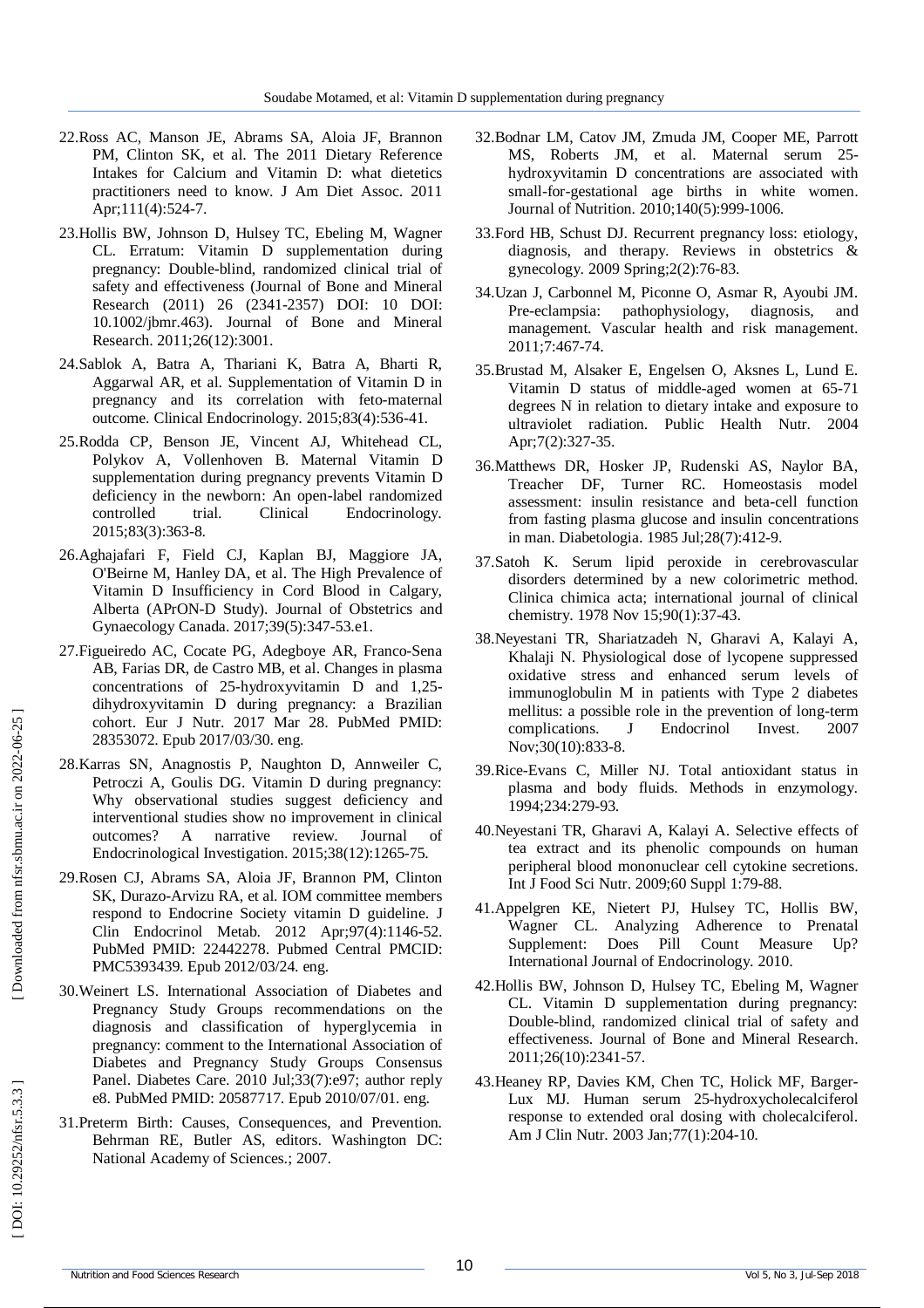22.Ross AC, Manson JE, Abrams SA, Aloia JF, Brannon PM, Clinton SK, et al. The 2011 Dietary Reference Intakes for Calcium and Vitamin D: what dietetics practitioners need to know. J Am Diet Assoc. 2011 Apr;111(4):524-7.

23.Hollis BW, Johnson D, Hulsey TC, Ebeling M, Wagner CL. Erratum: Vitamin D supplementation during pregnancy: Double-blind, randomized clinical trial of safety and effectiveness (Journal of Bone and Mineral Research (2011) 26 (2341-2357) DOI: 10 DOI: 10.1002/jbmr.463). Journal of Bone and Mineral Research. 2011;26(12):3001.

24.Sablok A, Batra A, Thariani K, Batra A, Bharti R, Aggarwal AR, et al. Supplementation of Vitamin D in pregnancy and its correlation with feto-maternal outcome. Clinical Endocrinology. 2015;83(4):536-41.

25.Rodda CP, Benson JE, Vincent AJ, Whitehead CL, Polykov A, Vollenhoven B. Maternal Vitamin D supplementation during pregnancy prevents Vitamin D deficiency in the newborn: An open-label randomized controlled trial. Clinical Endocrinology. 2015;83(3):363-8.

26.Aghajafari F, Field CJ, Kaplan BJ, Maggiore JA, O'Beirne M, Hanley DA, et al. The High Prevalence of Vitamin D Insufficiency in Cord Blood in Calgary, Alberta (APrON-D Study). Journal of Obstetrics and Gynaecology Canada. 2017;39(5):347-53.e1.

27.Figueiredo AC, Cocate PG, Adegboye AR, Franco-Sena AB, Farias DR, de Castro MB, et al. Changes in plasma concentrations of 25-hydroxyvitamin D and 1,25-dihydroxyvitamin D during pregnancy: a Brazilian cohort. Eur J Nutr. 2017 Mar 28. PubMed PMID: 28353072. Epub 2017/03/30. eng.

28.Karras SN, Anagnostis P, Naughton D, Annweiler C, Petroczi A, Goulis DG. Vitamin D during pregnancy: Why observational studies suggest deficiency and interventional studies show no improvement in clinical outcomes? A narrative review. Journal of Endocrinological Investigation. 2015;38(12):1265-75.

29.Rosen CJ, Abrams SA, Aloia JF, Brannon PM, Clinton SK, Durazo-Arvizu RA, et al. IOM committee members respond to Endocrine Society vitamin D guideline. J Clin Endocrinol Metab. 2012 Apr;97(4):1146-52. PubMed PMID: 22442278. Pubmed Central PMCID: PMC5393439. Epub 2012/03/24. eng.

30.Weinert LS. International Association of Diabetes and Pregnancy Study Groups recommendations on the diagnosis and classification of hyperglycemia in pregnancy: comment to the International Association of Diabetes and Pregnancy Study Groups Consensus Panel. Diabetes Care. 2010 Jul;33(7):e97; author reply e8. PubMed PMID: 20587717. Epub 2010/07/01. eng.

31.Preterm Birth: Causes, Consequences, and Prevention. Behrman RE, Butler AS, editors. Washington DC: National Academy of Sciences.; 2007.

32.Bodnar LM, Catov JM, Zmuda JM, Cooper ME, Parrott MS, Roberts JM, et al. Maternal serum 25-hydroxyvitamin D concentrations are associated with small-for-gestational age births in white women. Journal of Nutrition. 2010;140(5):999-1006.

33.Ford HB, Schust DJ. Recurrent pregnancy loss: etiology, diagnosis, and therapy. Reviews in obstetrics & gynecology. 2009 Spring;2(2):76-83.

34.Uzan J, Carbonnel M, Piconne O, Asmar R, Ayoubi JM. Pre-eclampsia: pathophysiology, diagnosis, and management. Vascular health and risk management. 2011;7:467-74.

35.Brustad M, Alsaker E, Engelsen O, Aksnes L, Lund E. Vitamin D status of middle-aged women at 65-71 degrees N in relation to dietary intake and exposure to ultraviolet radiation. Public Health Nutr. 2004 Apr;7(2):327-35.

36.Matthews DR, Hosker JP, Rudenski AS, Naylor BA, Treacher DF, Turner RC. Homeostasis model assessment: insulin resistance and beta-cell function from fasting plasma glucose and insulin concentrations in man. Diabetologia. 1985 Jul;28(7):412-9.

37.Satoh K. Serum lipid peroxide in cerebrovascular disorders determined by a new colorimetric method. Clinica chimica acta; international journal of clinical chemistry. 1978 Nov 15;90(1):37-43.

38.Neyestani TR, Shariatzadeh N, Gharavi A, Kalayi A, Khalaji N. Physiological dose of lycopene suppressed oxidative stress and enhanced serum levels of immunoglobulin M in patients with Type 2 diabetes mellitus: a possible role in the prevention of long-term complications. J Endocrinol Invest. 2007 Nov;30(10):833-8.

39.Rice-Evans C, Miller NJ. Total antioxidant status in plasma and body fluids. Methods in enzymology. 1994;234:279-93.

40.Neyestani TR, Gharavi A, Kalayi A. Selective effects of tea extract and its phenolic compounds on human peripheral blood mononuclear cell cytokine secretions. Int J Food Sci Nutr. 2009;60 Suppl 1:79-88.

41.Appelgren KE, Nietert PJ, Hulsey TC, Hollis BW, Wagner CL. Analyzing Adherence to Prenatal Supplement: Does Pill Count Measure Up? International Journal of Endocrinology. 2010.

42.Hollis BW, Johnson D, Hulsey TC, Ebeling M, Wagner CL. Vitamin D supplementation during pregnancy: Double-blind, randomized clinical trial of safety and effectiveness. Journal of Bone and Mineral Research. 2011;26(10):2341-57.

43.Heaney RP, Davies KM, Chen TC, Holick MF, Barger-Lux MJ. Human serum 25-hydroxycholecalciferol response to extended oral dosing with cholecalciferol. Am J Clin Nutr. 2003 Jan;77(1):204-10.